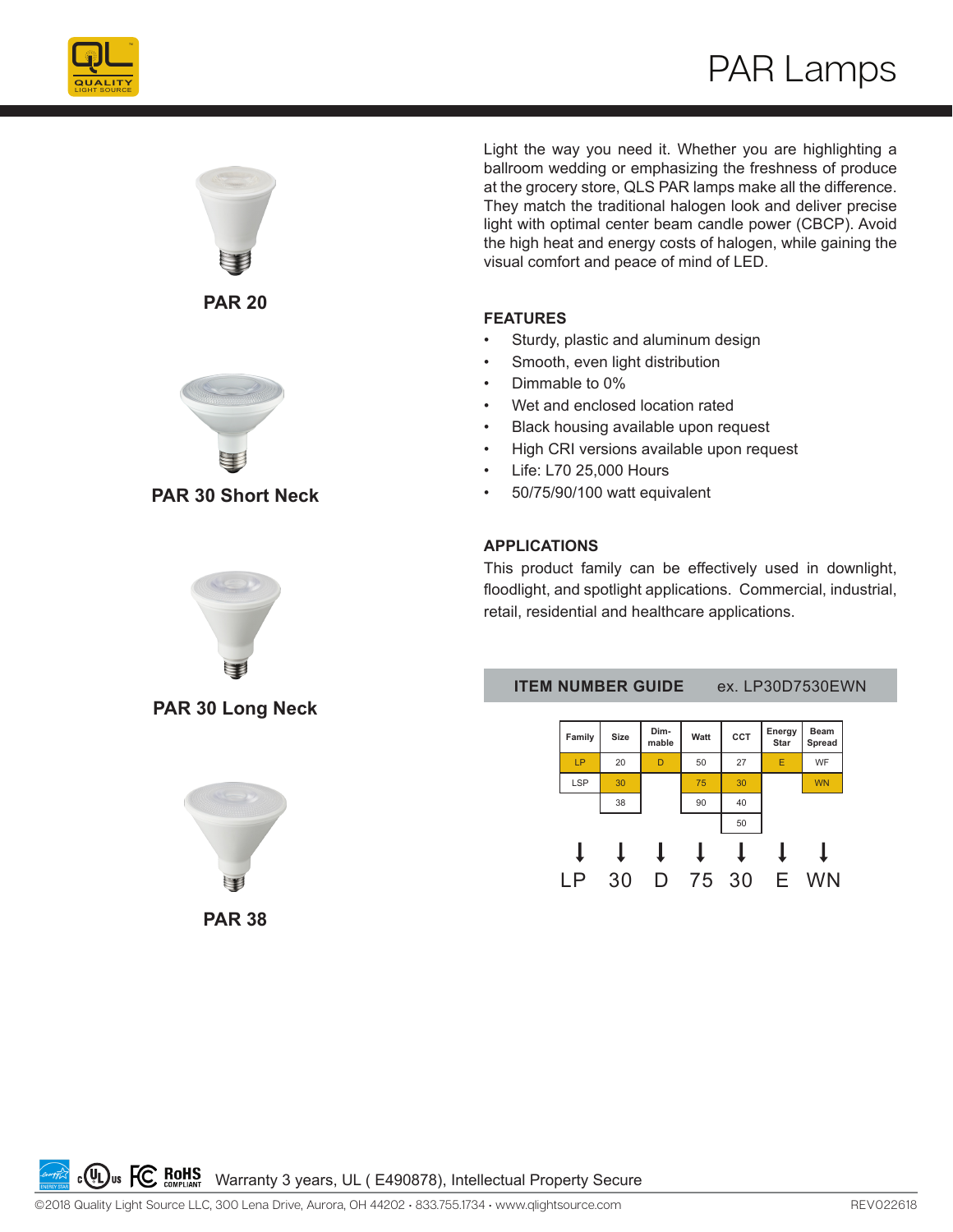# PAR Lamps

PAR 20

PAR 30 Short Neck

PAR 30 Long Neck

PAR 38

Light the way you need it. Whether you are highlighting a ballroom wedding or emphasizing the freshness of produce at the grocery store, QLS PAR lamps make all the difference. They match the traditional halogen look and deliver precise light with optimal center beam candle power (CBCP). Avoid the high heat and energy costs of halogen, while gaining the visual comfort and peace of mind of LED.

## FEATURES

- Sturdy, plastic and aluminum design
- Smooth, even light distribution
- Dimmable to 0%
- Wet and enclosed location rated
- Black housing available upon request
- High CRI versions available upon request
- Life: L70 25,000 Hours
- 50/75/90/100 watt equivalent

## APPLICATIONS

This product family can be effectively used in downlight, floodlight, and spotlight applications. Commercial, industrial, retail, residential and healthcare applications.

## ITEM NUMBER GUIDE ex. LP30D7530EWN

| Family | Size | Dim-mable | Watt | CCT | Energy Star | Beam Spread |
|---|---|---|---|---|---|---|
| LP | 20 | D | 50 | 27 | E | WF |
| LSP | 30 | | 75 | 30 | | WN |
| | 38 | | 90 | 40 | | |
| | | | | 50 | | |

LP 30 D 75 30 E WN

Warranty 3 years, UL ( E490878), Intellectual Property Secure

©2018 Quality Light Source LLC, 300 Lena Drive, Aurora, OH 44202 • 833.755.1734 • www.qlightsource.com REV022618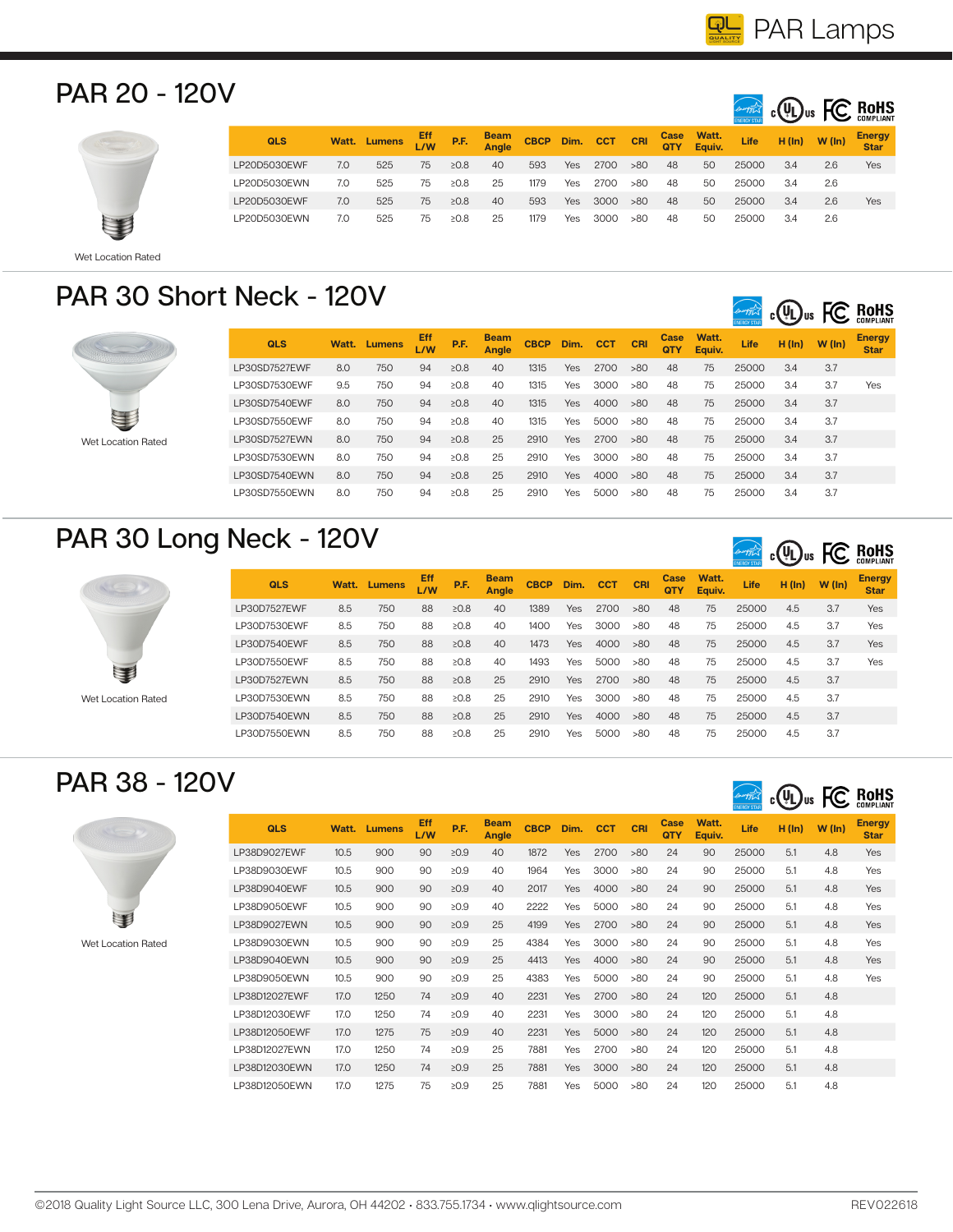# PAR Lamps

## PAR 20 - 120V

Wet Location Rated

| QLS | Watt. | Lumens | Eff L/W | P.F. | Beam Angle | CBCP | Dim. | CCT | CRI | Case QTY | Watt. Equiv. | Life | H (In) | W (In) | Energy Star |
|---|---|---|---|---|---|---|---|---|---|---|---|---|---|---|---|
| LP20D5030EWF | 7.0 | 525 | 75 | ≥0.8 | 40 | 593 | Yes | 2700 | >80 | 48 | 50 | 25000 | 3.4 | 2.6 | Yes |
| LP20D5030EWN | 7.0 | 525 | 75 | ≥0.8 | 25 | 1179 | Yes | 2700 | >80 | 48 | 50 | 25000 | 3.4 | 2.6 | |
| LP20D5030EWF | 7.0 | 525 | 75 | ≥0.8 | 40 | 593 | Yes | 3000 | >80 | 48 | 50 | 25000 | 3.4 | 2.6 | Yes |
| LP20D5030EWN | 7.0 | 525 | 75 | ≥0.8 | 25 | 1179 | Yes | 3000 | >80 | 48 | 50 | 25000 | 3.4 | 2.6 | |

## PAR 30 Short Neck - 120V

Wet Location Rated

| QLS | Watt. | Lumens | Eff L/W | P.F. | Beam Angle | CBCP | Dim. | CCT | CRI | Case QTY | Watt. Equiv. | Life | H (In) | W (In) | Energy Star |
|---|---|---|---|---|---|---|---|---|---|---|---|---|---|---|---|
| LP30SD7527EWF | 8.0 | 750 | 94 | ≥0.8 | 40 | 1315 | Yes | 2700 | >80 | 48 | 75 | 25000 | 3.4 | 3.7 | |
| LP30SD7530EWF | 9.5 | 750 | 94 | ≥0.8 | 40 | 1315 | Yes | 3000 | >80 | 48 | 75 | 25000 | 3.4 | 3.7 | Yes |
| LP30SD7540EWF | 8.0 | 750 | 94 | ≥0.8 | 40 | 1315 | Yes | 4000 | >80 | 48 | 75 | 25000 | 3.4 | 3.7 | |
| LP30SD7550EWF | 8.0 | 750 | 94 | ≥0.8 | 40 | 1315 | Yes | 5000 | >80 | 48 | 75 | 25000 | 3.4 | 3.7 | |
| LP30SD7527EWN | 8.0 | 750 | 94 | ≥0.8 | 25 | 2910 | Yes | 2700 | >80 | 48 | 75 | 25000 | 3.4 | 3.7 | |
| LP30SD7530EWN | 8.0 | 750 | 94 | ≥0.8 | 25 | 2910 | Yes | 3000 | >80 | 48 | 75 | 25000 | 3.4 | 3.7 | |
| LP30SD7540EWN | 8.0 | 750 | 94 | ≥0.8 | 25 | 2910 | Yes | 4000 | >80 | 48 | 75 | 25000 | 3.4 | 3.7 | |
| LP30SD7550EWN | 8.0 | 750 | 94 | ≥0.8 | 25 | 2910 | Yes | 5000 | >80 | 48 | 75 | 25000 | 3.4 | 3.7 | |

## PAR 30 Long Neck - 120V

Wet Location Rated

| QLS | Watt. | Lumens | Eff L/W | P.F. | Beam Angle | CBCP | Dim. | CCT | CRI | Case QTY | Watt. Equiv. | Life | H (In) | W (In) | Energy Star |
|---|---|---|---|---|---|---|---|---|---|---|---|---|---|---|---|
| LP30D7527EWF | 8.5 | 750 | 88 | ≥0.8 | 40 | 1389 | Yes | 2700 | >80 | 48 | 75 | 25000 | 4.5 | 3.7 | Yes |
| LP30D7530EWF | 8.5 | 750 | 88 | ≥0.8 | 40 | 1400 | Yes | 3000 | >80 | 48 | 75 | 25000 | 4.5 | 3.7 | Yes |
| LP30D7540EWF | 8.5 | 750 | 88 | ≥0.8 | 40 | 1473 | Yes | 4000 | >80 | 48 | 75 | 25000 | 4.5 | 3.7 | Yes |
| LP30D7550EWF | 8.5 | 750 | 88 | ≥0.8 | 40 | 1493 | Yes | 5000 | >80 | 48 | 75 | 25000 | 4.5 | 3.7 | Yes |
| LP30D7527EWN | 8.5 | 750 | 88 | ≥0.8 | 25 | 2910 | Yes | 2700 | >80 | 48 | 75 | 25000 | 4.5 | 3.7 | |
| LP30D7530EWN | 8.5 | 750 | 88 | ≥0.8 | 25 | 2910 | Yes | 3000 | >80 | 48 | 75 | 25000 | 4.5 | 3.7 | |
| LP30D7540EWN | 8.5 | 750 | 88 | ≥0.8 | 25 | 2910 | Yes | 4000 | >80 | 48 | 75 | 25000 | 4.5 | 3.7 | |
| LP30D7550EWN | 8.5 | 750 | 88 | ≥0.8 | 25 | 2910 | Yes | 5000 | >80 | 48 | 75 | 25000 | 4.5 | 3.7 | |

## PAR 38 - 120V

Wet Location Rated

| QLS | Watt. | Lumens | Eff L/W | P.F. | Beam Angle | CBCP | Dim. | CCT | CRI | Case QTY | Watt. Equiv. | Life | H (In) | W (In) | Energy Star |
|---|---|---|---|---|---|---|---|---|---|---|---|---|---|---|---|
| LP38D9027EWF | 10.5 | 900 | 90 | ≥0.9 | 40 | 1872 | Yes | 2700 | >80 | 24 | 90 | 25000 | 5.1 | 4.8 | Yes |
| LP38D9030EWF | 10.5 | 900 | 90 | ≥0.9 | 40 | 1964 | Yes | 3000 | >80 | 24 | 90 | 25000 | 5.1 | 4.8 | Yes |
| LP38D9040EWF | 10.5 | 900 | 90 | ≥0.9 | 40 | 2017 | Yes | 4000 | >80 | 24 | 90 | 25000 | 5.1 | 4.8 | Yes |
| LP38D9050EWF | 10.5 | 900 | 90 | ≥0.9 | 40 | 2222 | Yes | 5000 | >80 | 24 | 90 | 25000 | 5.1 | 4.8 | Yes |
| LP38D9027EWN | 10.5 | 900 | 90 | ≥0.9 | 25 | 4199 | Yes | 2700 | >80 | 24 | 90 | 25000 | 5.1 | 4.8 | Yes |
| LP38D9030EWN | 10.5 | 900 | 90 | ≥0.9 | 25 | 4384 | Yes | 3000 | >80 | 24 | 90 | 25000 | 5.1 | 4.8 | Yes |
| LP38D9040EWN | 10.5 | 900 | 90 | ≥0.9 | 25 | 4413 | Yes | 4000 | >80 | 24 | 90 | 25000 | 5.1 | 4.8 | Yes |
| LP38D9050EWN | 10.5 | 900 | 90 | ≥0.9 | 25 | 4383 | Yes | 5000 | >80 | 24 | 90 | 25000 | 5.1 | 4.8 | Yes |
| LP38D12027EWF | 17.0 | 1250 | 74 | ≥0.9 | 40 | 2231 | Yes | 2700 | >80 | 24 | 120 | 25000 | 5.1 | 4.8 | |
| LP38D12030EWF | 17.0 | 1250 | 74 | ≥0.9 | 40 | 2231 | Yes | 3000 | >80 | 24 | 120 | 25000 | 5.1 | 4.8 | |
| LP38D12050EWF | 17.0 | 1275 | 75 | ≥0.9 | 40 | 2231 | Yes | 5000 | >80 | 24 | 120 | 25000 | 5.1 | 4.8 | |
| LP38D12027EWN | 17.0 | 1250 | 74 | ≥0.9 | 25 | 7881 | Yes | 2700 | >80 | 24 | 120 | 25000 | 5.1 | 4.8 | |
| LP38D12030EWN | 17.0 | 1250 | 74 | ≥0.9 | 25 | 7881 | Yes | 3000 | >80 | 24 | 120 | 25000 | 5.1 | 4.8 | |
| LP38D12050EWN | 17.0 | 1275 | 75 | ≥0.9 | 25 | 7881 | Yes | 5000 | >80 | 24 | 120 | 25000 | 5.1 | 4.8 | |

©2018 Quality Light Source LLC, 300 Lena Drive, Aurora, OH 44202 · 833.755.1734 · www.qlightsource.com REV022618